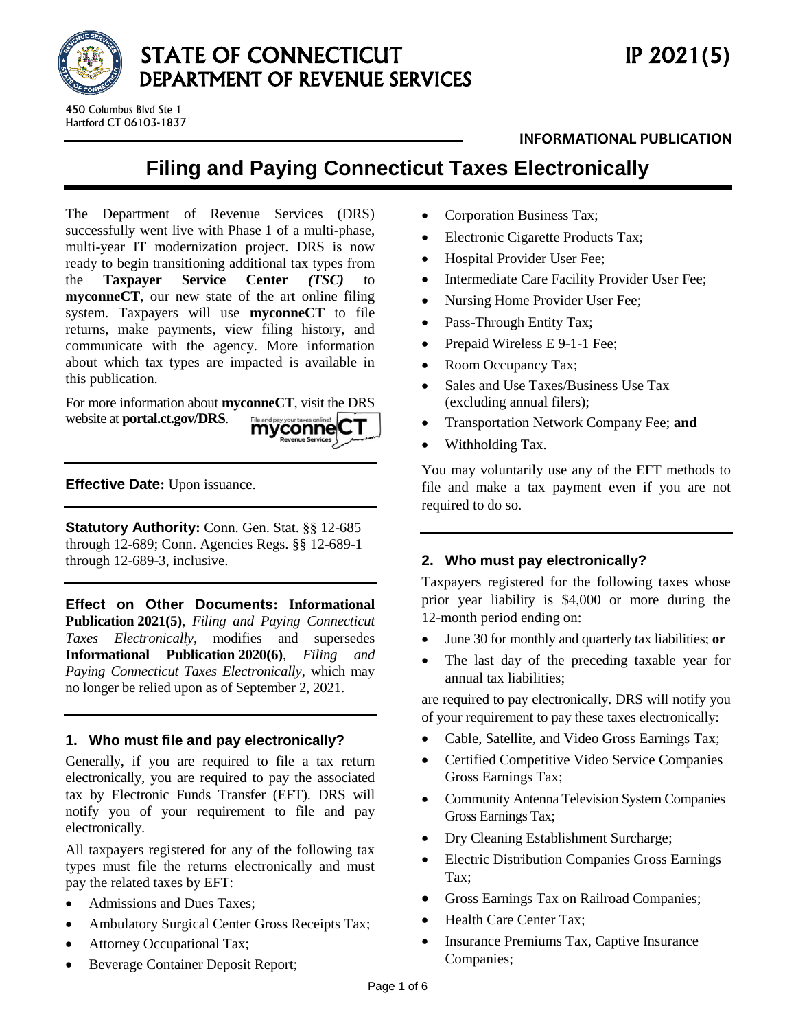# STATE OF CONNECTICUT DEPARTMENT OF REVENUE SERVICES

**IP 2021(5)**

450 Columbus Blvd Ste 1
Hartford CT 06103-1837

**INFORMATIONAL PUBLICATION**

# Filing and Paying Connecticut Taxes Electronically

The Department of Revenue Services (DRS) successfully went live with Phase 1 of a multi-phase, multi-year IT modernization project. DRS is now ready to begin transitioning additional tax types from the **Taxpayer Service Center** ***(TSC)*** to **myconneCT**, our new state of the art online filing system. Taxpayers will use **myconneCT** to file returns, make payments, view filing history, and communicate with the agency. More information about which tax types are impacted is available in this publication.

For more information about **myconneCT**, visit the DRS website at **portal.ct.gov/DRS**.

**Effective Date:** Upon issuance.

**Statutory Authority:** Conn. Gen. Stat. §§ 12-685 through 12-689; Conn. Agencies Regs. §§ 12-689-1 through 12-689-3, inclusive.

**Effect on Other Documents: Informational Publication 2021(5)**, *Filing and Paying Connecticut Taxes Electronically*, modifies and supersedes **Informational Publication 2020(6)**, *Filing and Paying Connecticut Taxes Electronically*, which may no longer be relied upon as of September 2, 2021.

## 1. Who must file and pay electronically?

Generally, if you are required to file a tax return electronically, you are required to pay the associated tax by Electronic Funds Transfer (EFT). DRS will notify you of your requirement to file and pay electronically.

All taxpayers registered for any of the following tax types must file the returns electronically and must pay the related taxes by EFT:

- Admissions and Dues Taxes;
- Ambulatory Surgical Center Gross Receipts Tax;
- Attorney Occupational Tax;
- Beverage Container Deposit Report;
- Corporation Business Tax;
- Electronic Cigarette Products Tax;
- Hospital Provider User Fee;
- Intermediate Care Facility Provider User Fee;
- Nursing Home Provider User Fee;
- Pass-Through Entity Tax;
- Prepaid Wireless E 9-1-1 Fee;
- Room Occupancy Tax;
- Sales and Use Taxes/Business Use Tax (excluding annual filers);
- Transportation Network Company Fee; **and**
- Withholding Tax.

You may voluntarily use any of the EFT methods to file and make a tax payment even if you are not required to do so.

## 2. Who must pay electronically?

Taxpayers registered for the following taxes whose prior year liability is $4,000 or more during the 12-month period ending on:

- June 30 for monthly and quarterly tax liabilities; **or**
- The last day of the preceding taxable year for annual tax liabilities;

are required to pay electronically. DRS will notify you of your requirement to pay these taxes electronically:

- Cable, Satellite, and Video Gross Earnings Tax;
- Certified Competitive Video Service Companies Gross Earnings Tax;
- Community Antenna Television System Companies Gross Earnings Tax;
- Dry Cleaning Establishment Surcharge;
- Electric Distribution Companies Gross Earnings Tax;
- Gross Earnings Tax on Railroad Companies;
- Health Care Center Tax;
- Insurance Premiums Tax, Captive Insurance Companies;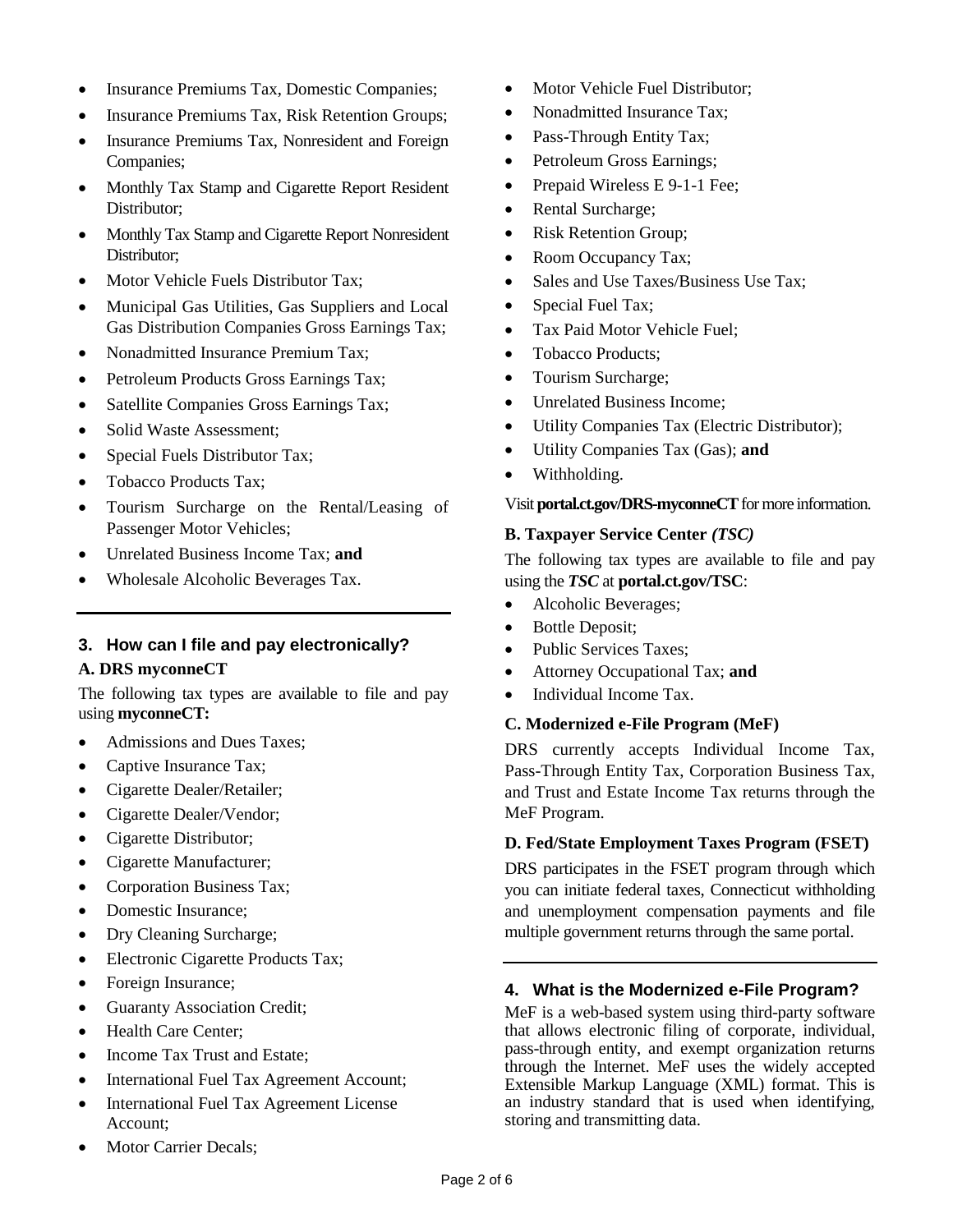- Insurance Premiums Tax, Domestic Companies;
- Insurance Premiums Tax, Risk Retention Groups;
- Insurance Premiums Tax, Nonresident and Foreign Companies;
- Monthly Tax Stamp and Cigarette Report Resident Distributor;
- Monthly Tax Stamp and Cigarette Report Nonresident Distributor;
- Motor Vehicle Fuels Distributor Tax;
- Municipal Gas Utilities, Gas Suppliers and Local Gas Distribution Companies Gross Earnings Tax;
- Nonadmitted Insurance Premium Tax;
- Petroleum Products Gross Earnings Tax;
- Satellite Companies Gross Earnings Tax;
- Solid Waste Assessment;
- Special Fuels Distributor Tax;
- Tobacco Products Tax;
- Tourism Surcharge on the Rental/Leasing of Passenger Motor Vehicles;
- Unrelated Business Income Tax; **and**
- Wholesale Alcoholic Beverages Tax.

## 3. How can I file and pay electronically?

### A. DRS myconneCT

The following tax types are available to file and pay using **myconneCT:**

- Admissions and Dues Taxes;
- Captive Insurance Tax;
- Cigarette Dealer/Retailer;
- Cigarette Dealer/Vendor;
- Cigarette Distributor;
- Cigarette Manufacturer;
- Corporation Business Tax;
- Domestic Insurance;
- Dry Cleaning Surcharge;
- Electronic Cigarette Products Tax;
- Foreign Insurance;
- Guaranty Association Credit;
- Health Care Center;
- Income Tax Trust and Estate;
- International Fuel Tax Agreement Account;
- International Fuel Tax Agreement License Account;
- Motor Carrier Decals;
- Motor Vehicle Fuel Distributor;
- Nonadmitted Insurance Tax;
- Pass-Through Entity Tax;
- Petroleum Gross Earnings;
- Prepaid Wireless E 9-1-1 Fee;
- Rental Surcharge;
- Risk Retention Group;
- Room Occupancy Tax;
- Sales and Use Taxes/Business Use Tax;
- Special Fuel Tax;
- Tax Paid Motor Vehicle Fuel;
- Tobacco Products;
- Tourism Surcharge;
- Unrelated Business Income;
- Utility Companies Tax (Electric Distributor);
- Utility Companies Tax (Gas); **and**
- Withholding.

Visit **portal.ct.gov/DRS-myconneCT** for more information.

### B. Taxpayer Service Center *(TSC)*

The following tax types are available to file and pay using the ***TSC*** at **portal.ct.gov/TSC**:

- Alcoholic Beverages;
- Bottle Deposit;
- Public Services Taxes;
- Attorney Occupational Tax; **and**
- Individual Income Tax.

### C. Modernized e-File Program (MeF)

DRS currently accepts Individual Income Tax, Pass-Through Entity Tax, Corporation Business Tax, and Trust and Estate Income Tax returns through the MeF Program.

### D. Fed/State Employment Taxes Program (FSET)

DRS participates in the FSET program through which you can initiate federal taxes, Connecticut withholding and unemployment compensation payments and file multiple government returns through the same portal.

## 4. What is the Modernized e-File Program?

MeF is a web-based system using third-party software that allows electronic filing of corporate, individual, pass-through entity, and exempt organization returns through the Internet. MeF uses the widely accepted Extensible Markup Language (XML) format. This is an industry standard that is used when identifying, storing and transmitting data.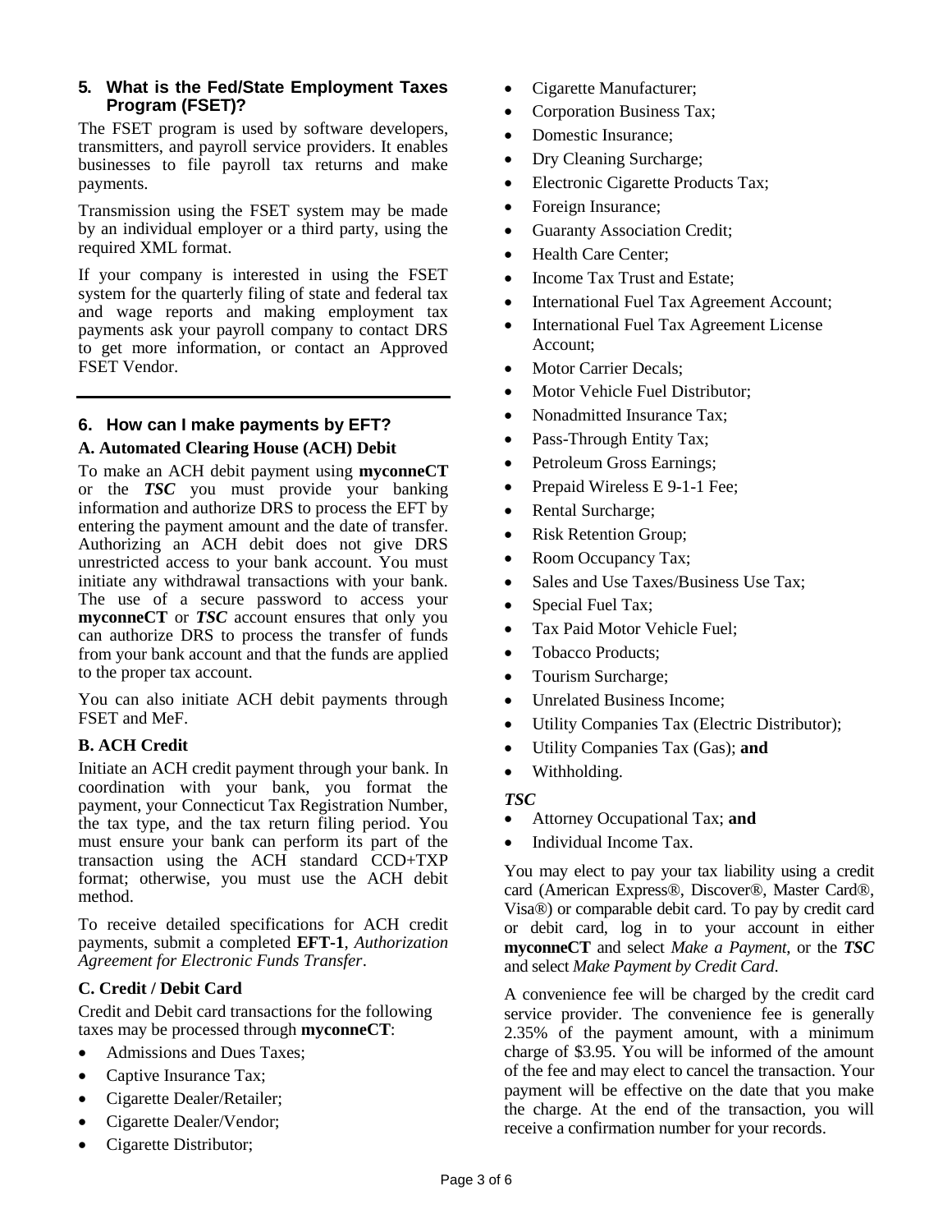### 5. What is the Fed/State Employment Taxes Program (FSET)?

The FSET program is used by software developers, transmitters, and payroll service providers. It enables businesses to file payroll tax returns and make payments.

Transmission using the FSET system may be made by an individual employer or a third party, using the required XML format.

If your company is interested in using the FSET system for the quarterly filing of state and federal tax and wage reports and making employment tax payments ask your payroll company to contact DRS to get more information, or contact an Approved FSET Vendor.

---

### 6. How can I make payments by EFT?

**A. Automated Clearing House (ACH) Debit**

To make an ACH debit payment using **myconneCT** or the ***TSC*** you must provide your banking information and authorize DRS to process the EFT by entering the payment amount and the date of transfer. Authorizing an ACH debit does not give DRS unrestricted access to your bank account. You must initiate any withdrawal transactions with your bank. The use of a secure password to access your **myconneCT** or ***TSC*** account ensures that only you can authorize DRS to process the transfer of funds from your bank account and that the funds are applied to the proper tax account.

You can also initiate ACH debit payments through FSET and MeF.

**B. ACH Credit**

Initiate an ACH credit payment through your bank. In coordination with your bank, you format the payment, your Connecticut Tax Registration Number, the tax type, and the tax return filing period. You must ensure your bank can perform its part of the transaction using the ACH standard CCD+TXP format; otherwise, you must use the ACH debit method.

To receive detailed specifications for ACH credit payments, submit a completed **EFT-1**, *Authorization Agreement for Electronic Funds Transfer*.

**C. Credit / Debit Card**

Credit and Debit card transactions for the following taxes may be processed through **myconneCT**:

- Admissions and Dues Taxes;
- Captive Insurance Tax;
- Cigarette Dealer/Retailer;
- Cigarette Dealer/Vendor;
- Cigarette Distributor;
- Cigarette Manufacturer;
- Corporation Business Tax;
- Domestic Insurance;
- Dry Cleaning Surcharge;
- Electronic Cigarette Products Tax;
- Foreign Insurance;
- Guaranty Association Credit;
- Health Care Center;
- Income Tax Trust and Estate;
- International Fuel Tax Agreement Account;
- International Fuel Tax Agreement License Account;
- Motor Carrier Decals;
- Motor Vehicle Fuel Distributor;
- Nonadmitted Insurance Tax;
- Pass-Through Entity Tax;
- Petroleum Gross Earnings;
- Prepaid Wireless E 9-1-1 Fee;
- Rental Surcharge;
- Risk Retention Group;
- Room Occupancy Tax;
- Sales and Use Taxes/Business Use Tax;
- Special Fuel Tax;
- Tax Paid Motor Vehicle Fuel;
- Tobacco Products;
- Tourism Surcharge;
- Unrelated Business Income;
- Utility Companies Tax (Electric Distributor);
- Utility Companies Tax (Gas); **and**
- Withholding.

***TSC***

- Attorney Occupational Tax; **and**
- Individual Income Tax.

You may elect to pay your tax liability using a credit card (American Express®, Discover®, Master Card®, Visa®) or comparable debit card. To pay by credit card or debit card, log in to your account in either **myconneCT** and select *Make a Payment*, or the ***TSC*** and select *Make Payment by Credit Card*.

A convenience fee will be charged by the credit card service provider. The convenience fee is generally 2.35% of the payment amount, with a minimum charge of $3.95. You will be informed of the amount of the fee and may elect to cancel the transaction. Your payment will be effective on the date that you make the charge. At the end of the transaction, you will receive a confirmation number for your records.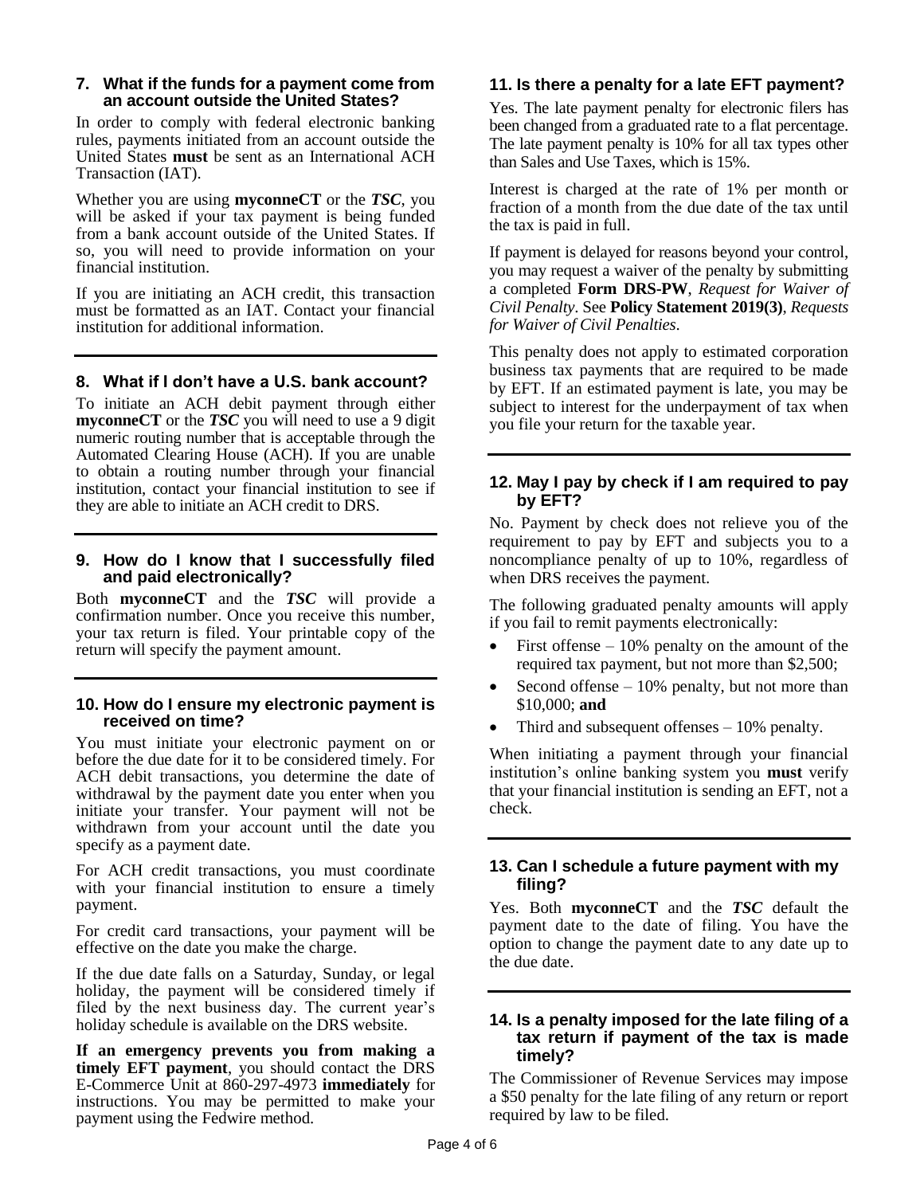### 7. What if the funds for a payment come from an account outside the United States?

In order to comply with federal electronic banking rules, payments initiated from an account outside the United States **must** be sent as an International ACH Transaction (IAT).

Whether you are using **myconneCT** or the ***TSC***, you will be asked if your tax payment is being funded from a bank account outside of the United States. If so, you will need to provide information on your financial institution.

If you are initiating an ACH credit, this transaction must be formatted as an IAT. Contact your financial institution for additional information.

### 8. What if I don't have a U.S. bank account?

To initiate an ACH debit payment through either **myconneCT** or the ***TSC*** you will need to use a 9 digit numeric routing number that is acceptable through the Automated Clearing House (ACH). If you are unable to obtain a routing number through your financial institution, contact your financial institution to see if they are able to initiate an ACH credit to DRS.

### 9. How do I know that I successfully filed and paid electronically?

Both **myconneCT** and the ***TSC*** will provide a confirmation number. Once you receive this number, your tax return is filed. Your printable copy of the return will specify the payment amount.

### 10. How do I ensure my electronic payment is received on time?

You must initiate your electronic payment on or before the due date for it to be considered timely. For ACH debit transactions, you determine the date of withdrawal by the payment date you enter when you initiate your transfer. Your payment will not be withdrawn from your account until the date you specify as a payment date.

For ACH credit transactions, you must coordinate with your financial institution to ensure a timely payment.

For credit card transactions, your payment will be effective on the date you make the charge.

If the due date falls on a Saturday, Sunday, or legal holiday, the payment will be considered timely if filed by the next business day. The current year's holiday schedule is available on the DRS website.

**If an emergency prevents you from making a timely EFT payment**, you should contact the DRS E-Commerce Unit at 860-297-4973 **immediately** for instructions. You may be permitted to make your payment using the Fedwire method.

### 11. Is there a penalty for a late EFT payment?

Yes. The late payment penalty for electronic filers has been changed from a graduated rate to a flat percentage. The late payment penalty is 10% for all tax types other than Sales and Use Taxes, which is 15%.

Interest is charged at the rate of 1% per month or fraction of a month from the due date of the tax until the tax is paid in full.

If payment is delayed for reasons beyond your control, you may request a waiver of the penalty by submitting a completed **Form DRS-PW**, *Request for Waiver of Civil Penalty*. See **Policy Statement 2019(3)**, *Requests for Waiver of Civil Penalties*.

This penalty does not apply to estimated corporation business tax payments that are required to be made by EFT. If an estimated payment is late, you may be subject to interest for the underpayment of tax when you file your return for the taxable year.

### 12. May I pay by check if I am required to pay by EFT?

No. Payment by check does not relieve you of the requirement to pay by EFT and subjects you to a noncompliance penalty of up to 10%, regardless of when DRS receives the payment.

The following graduated penalty amounts will apply if you fail to remit payments electronically:

- First offense – 10% penalty on the amount of the required tax payment, but not more than $2,500;
- Second offense – 10% penalty, but not more than $10,000; **and**
- Third and subsequent offenses – 10% penalty.

When initiating a payment through your financial institution's online banking system you **must** verify that your financial institution is sending an EFT, not a check.

### 13. Can I schedule a future payment with my filing?

Yes. Both **myconneCT** and the ***TSC*** default the payment date to the date of filing. You have the option to change the payment date to any date up to the due date.

### 14. Is a penalty imposed for the late filing of a tax return if payment of the tax is made timely?

The Commissioner of Revenue Services may impose a $50 penalty for the late filing of any return or report required by law to be filed.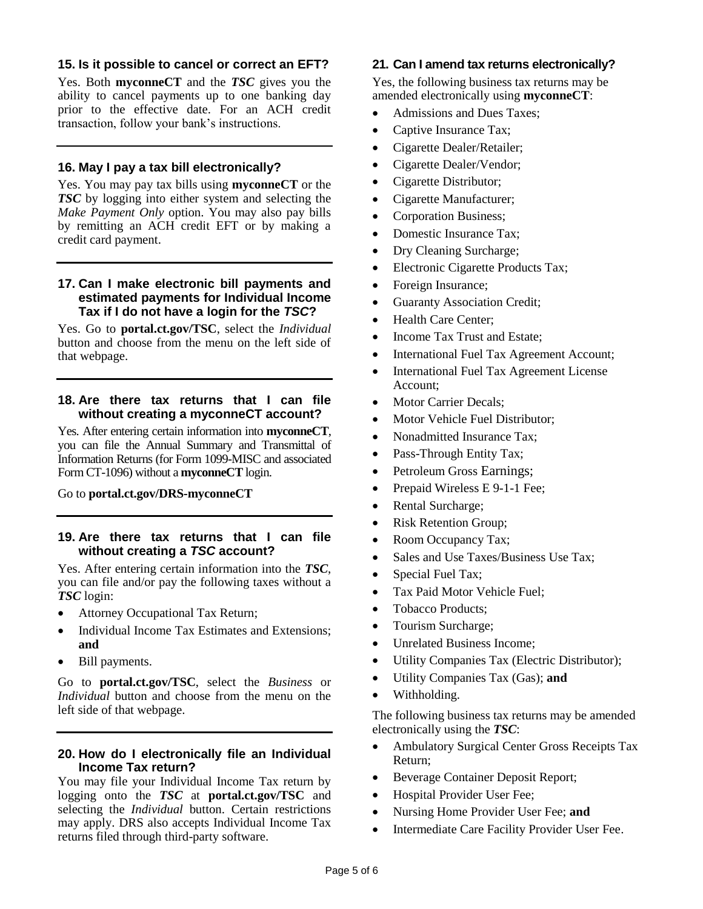### 15. Is it possible to cancel or correct an EFT?

Yes. Both **myconneCT** and the ***TSC*** gives you the ability to cancel payments up to one banking day prior to the effective date. For an ACH credit transaction, follow your bank's instructions.

### 16. May I pay a tax bill electronically?

Yes. You may pay tax bills using **myconneCT** or the ***TSC*** by logging into either system and selecting the *Make Payment Only* option. You may also pay bills by remitting an ACH credit EFT or by making a credit card payment.

### 17. Can I make electronic bill payments and estimated payments for Individual Income Tax if I do not have a login for the *TSC*?

Yes. Go to **portal.ct.gov/TSC**, select the *Individual* button and choose from the menu on the left side of that webpage.

### 18. Are there tax returns that I can file without creating a myconneCT account?

Yes. After entering certain information into **myconneCT**, you can file the Annual Summary and Transmittal of Information Returns (for Form 1099-MISC and associated Form CT-1096) without a **myconneCT** login.

Go to **portal.ct.gov/DRS-myconneCT**

### 19. Are there tax returns that I can file without creating a *TSC* account?

Yes. After entering certain information into the ***TSC***, you can file and/or pay the following taxes without a ***TSC*** login:

- Attorney Occupational Tax Return;
- Individual Income Tax Estimates and Extensions; **and**
- Bill payments.

Go to **portal.ct.gov/TSC**, select the *Business* or *Individual* button and choose from the menu on the left side of that webpage.

### 20. How do I electronically file an Individual Income Tax return?

You may file your Individual Income Tax return by logging onto the ***TSC*** at **portal.ct.gov/TSC** and selecting the *Individual* button. Certain restrictions may apply. DRS also accepts Individual Income Tax returns filed through third-party software.

### 21. Can I amend tax returns electronically?

Yes, the following business tax returns may be amended electronically using **myconneCT**:

- Admissions and Dues Taxes;
- Captive Insurance Tax;
- Cigarette Dealer/Retailer;
- Cigarette Dealer/Vendor;
- Cigarette Distributor;
- Cigarette Manufacturer;
- Corporation Business;
- Domestic Insurance Tax;
- Dry Cleaning Surcharge;
- Electronic Cigarette Products Tax;
- Foreign Insurance;
- Guaranty Association Credit;
- Health Care Center;
- Income Tax Trust and Estate;
- International Fuel Tax Agreement Account;
- International Fuel Tax Agreement License Account;
- Motor Carrier Decals;
- Motor Vehicle Fuel Distributor;
- Nonadmitted Insurance Tax;
- Pass-Through Entity Tax;
- Petroleum Gross Earnings;
- Prepaid Wireless E 9-1-1 Fee;
- Rental Surcharge;
- Risk Retention Group;
- Room Occupancy Tax;
- Sales and Use Taxes/Business Use Tax;
- Special Fuel Tax;
- Tax Paid Motor Vehicle Fuel;
- Tobacco Products;
- Tourism Surcharge;
- Unrelated Business Income;
- Utility Companies Tax (Electric Distributor);
- Utility Companies Tax (Gas); **and**
- Withholding.

The following business tax returns may be amended electronically using the ***TSC***:

- Ambulatory Surgical Center Gross Receipts Tax Return;
- Beverage Container Deposit Report;
- Hospital Provider User Fee;
- Nursing Home Provider User Fee; **and**
- Intermediate Care Facility Provider User Fee.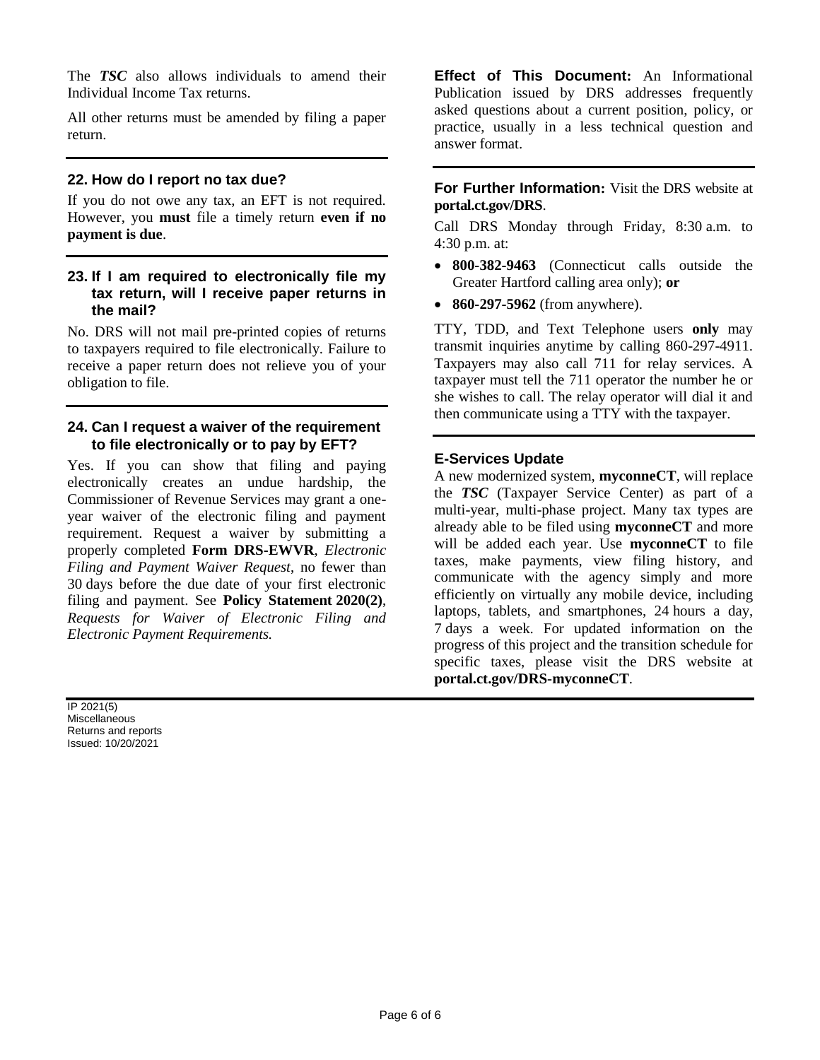The ***TSC*** also allows individuals to amend their Individual Income Tax returns.

All other returns must be amended by filing a paper return.

### 22. How do I report no tax due?

If you do not owe any tax, an EFT is not required. However, you **must** file a timely return **even if no payment is due**.

### 23. If I am required to electronically file my tax return, will I receive paper returns in the mail?

No. DRS will not mail pre-printed copies of returns to taxpayers required to file electronically. Failure to receive a paper return does not relieve you of your obligation to file.

### 24. Can I request a waiver of the requirement to file electronically or to pay by EFT?

Yes. If you can show that filing and paying electronically creates an undue hardship, the Commissioner of Revenue Services may grant a one-year waiver of the electronic filing and payment requirement. Request a waiver by submitting a properly completed **Form DRS-EWVR**, *Electronic Filing and Payment Waiver Request*, no fewer than 30 days before the due date of your first electronic filing and payment. See **Policy Statement 2020(2)**, *Requests for Waiver of Electronic Filing and Electronic Payment Requirements.*

**Effect of This Document:** An Informational Publication issued by DRS addresses frequently asked questions about a current position, policy, or practice, usually in a less technical question and answer format.

**For Further Information:** Visit the DRS website at **portal.ct.gov/DRS**.

Call DRS Monday through Friday, 8:30 a.m. to 4:30 p.m. at:

- **800-382-9463** (Connecticut calls outside the Greater Hartford calling area only); **or**
- **860-297-5962** (from anywhere).

TTY, TDD, and Text Telephone users **only** may transmit inquiries anytime by calling 860-297-4911. Taxpayers may also call 711 for relay services. A taxpayer must tell the 711 operator the number he or she wishes to call. The relay operator will dial it and then communicate using a TTY with the taxpayer.

### E-Services Update

A new modernized system, **myconneCT**, will replace the ***TSC*** (Taxpayer Service Center) as part of a multi-year, multi-phase project. Many tax types are already able to be filed using **myconneCT** and more will be added each year. Use **myconneCT** to file taxes, make payments, view filing history, and communicate with the agency simply and more efficiently on virtually any mobile device, including laptops, tablets, and smartphones, 24 hours a day, 7 days a week. For updated information on the progress of this project and the transition schedule for specific taxes, please visit the DRS website at **portal.ct.gov/DRS-myconneCT**.

IP 2021(5)
Miscellaneous
Returns and reports
Issued: 10/20/2021